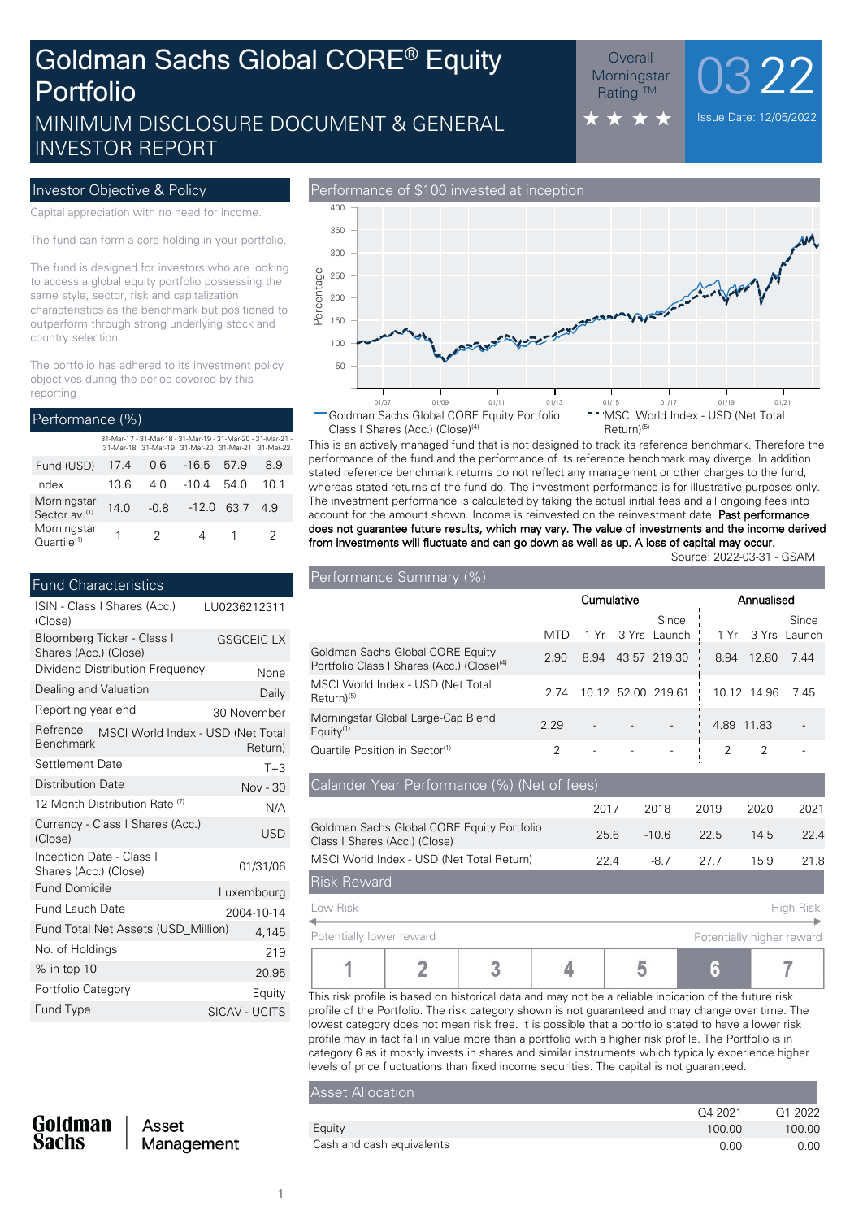# Goldman Sachs Global CORE® Equity Portfolio

## MINIMUM DISCLOSURE DOCUMENT & GENERAL INVESTOR REPORT

Overall Morningstar Rating ™ ★★★★

03 22

Issue Date: 12/05/2022

## Investor Objective & Policy

Capital appreciation with no need for income.

The fund can form a core holding in your portfolio.

The fund is designed for investors who are looking to access a global equity portfolio possessing the same style, sector, risk and capitalization characteristics as the benchmark but positioned to outperform through strong underlying stock and country selection.

The portfolio has adhered to its investment policy objectives during the period covered by this reporting

## Performance (%)

| | 31-Mar-17 - 31-Mar-18 | 31-Mar-18 - 31-Mar-19 | 31-Mar-19 - 31-Mar-20 | 31-Mar-20 - 31-Mar-21 | 31-Mar-21 - 31-Mar-22 |
|---|---|---|---|---|---|
| Fund (USD) | 17.4 | 0.6 | -16.5 | 57.9 | 8.9 |
| Index | 13.6 | 4.0 | -10.4 | 54.0 | 10.1 |
| Morningstar Sector av.[1] | 14.0 | -0.8 | -12.0 | 63.7 | 4.9 |
| Morningstar Quartile[1] | 1 | 2 | 4 | 1 | 2 |

## Fund Characteristics

| | |
|---|---|
| ISIN - Class I Shares (Acc.) (Close) | LU0236212311 |
| Bloomberg Ticker - Class I Shares (Acc.) (Close) | GSGCEIC LX |
| Dividend Distribution Frequency | None |
| Dealing and Valuation | Daily |
| Reporting year end | 30 November |
| Refrence Benchmark | MSCI World Index - USD (Net Total Return) |
| Settlement Date | T+3 |
| Distribution Date | Nov - 30 |
| 12 Month Distribution Rate [7] | N/A |
| Currency - Class I Shares (Acc.) (Close) | USD |
| Inception Date - Class I Shares (Acc.) (Close) | 01/31/06 |
| Fund Domicile | Luxembourg |
| Fund Lauch Date | 2004-10-14 |
| Fund Total Net Assets (USD_Million) | 4,145 |
| No. of Holdings | 219 |
| % in top 10 | 20.95 |
| Portfolio Category | Equity |
| Fund Type | SICAV - UCITS |

## Performance of $100 invested at inception

Percentage (y-axis: 50–400; x-axis: 01/07 – 01/21)

— Goldman Sachs Global CORE Equity Portfolio Class I Shares (Acc.) (Close)[4]
- - MSCI World Index - USD (Net Total Return)[5]

This is an actively managed fund that is not designed to track its reference benchmark. Therefore the performance of the fund and the performance of its reference benchmark may diverge. In addition stated reference benchmark returns do not reflect any management or other charges to the fund, whereas stated returns of the fund do. The investment performance is for illustrative purposes only. The investment performance is calculated by taking the actual initial fees and all ongoing fees into account for the amount shown. Income is reinvested on the reinvestment date. **Past performance does not guarantee future results, which may vary. The value of investments and the income derived from investments will fluctuate and can go down as well as up. A loss of capital may occur.**

Source: 2022-03-31 - GSAM

## Performance Summary (%)

| | Cumulative | | | | Annualised | | |
|---|---|---|---|---|---|---|---|
| | MTD | 1 Yr | 3 Yrs | Since Launch | 1 Yr | 3 Yrs | Since Launch |
| Goldman Sachs Global CORE Equity Portfolio Class I Shares (Acc.) (Close)[4] | 2.90 | 8.94 | 43.57 | 219.30 | 8.94 | 12.80 | 7.44 |
| MSCI World Index - USD (Net Total Return)[5] | 2.74 | 10.12 | 52.00 | 219.61 | 10.12 | 14.96 | 7.45 |
| Morningstar Global Large-Cap Blend Equity[1] | 2.29 | - | - | - | 4.89 | 11.83 | - |
| Quartile Position in Sector[1] | 2 | - | - | - | 2 | 2 | - |

## Calander Year Performance (%) (Net of fees)

| | 2017 | 2018 | 2019 | 2020 | 2021 |
|---|---|---|---|---|---|
| Goldman Sachs Global CORE Equity Portfolio Class I Shares (Acc.) (Close) | 25.6 | -10.6 | 22.5 | 14.5 | 22.4 |
| MSCI World Index - USD (Net Total Return) | 22.4 | -8.7 | 27.7 | 15.9 | 21.8 |

## Risk Reward

Low Risk ← → High Risk

Potentially lower reward ← → Potentially higher reward

| 1 | 2 | 3 | 4 | 5 | **6** | 7 |
|---|---|---|---|---|---|---|

This risk profile is based on historical data and may not be a reliable indication of the future risk profile of the Portfolio. The risk category shown is not guaranteed and may change over time. The lowest category does not mean risk free. It is possible that a portfolio stated to have a lower risk profile may in fact fall in value more than a portfolio with a higher risk profile. The Portfolio is in category 6 as it mostly invests in shares and similar instruments which typically experience higher levels of price fluctuations than fixed income securities. The capital is not guaranteed.

## Asset Allocation

| | Q4 2021 | Q1 2022 |
|---|---|---|
| Equity | 100.00 | 100.00 |
| Cash and cash equivalents | 0.00 | 0.00 |

Goldman Sachs | Asset Management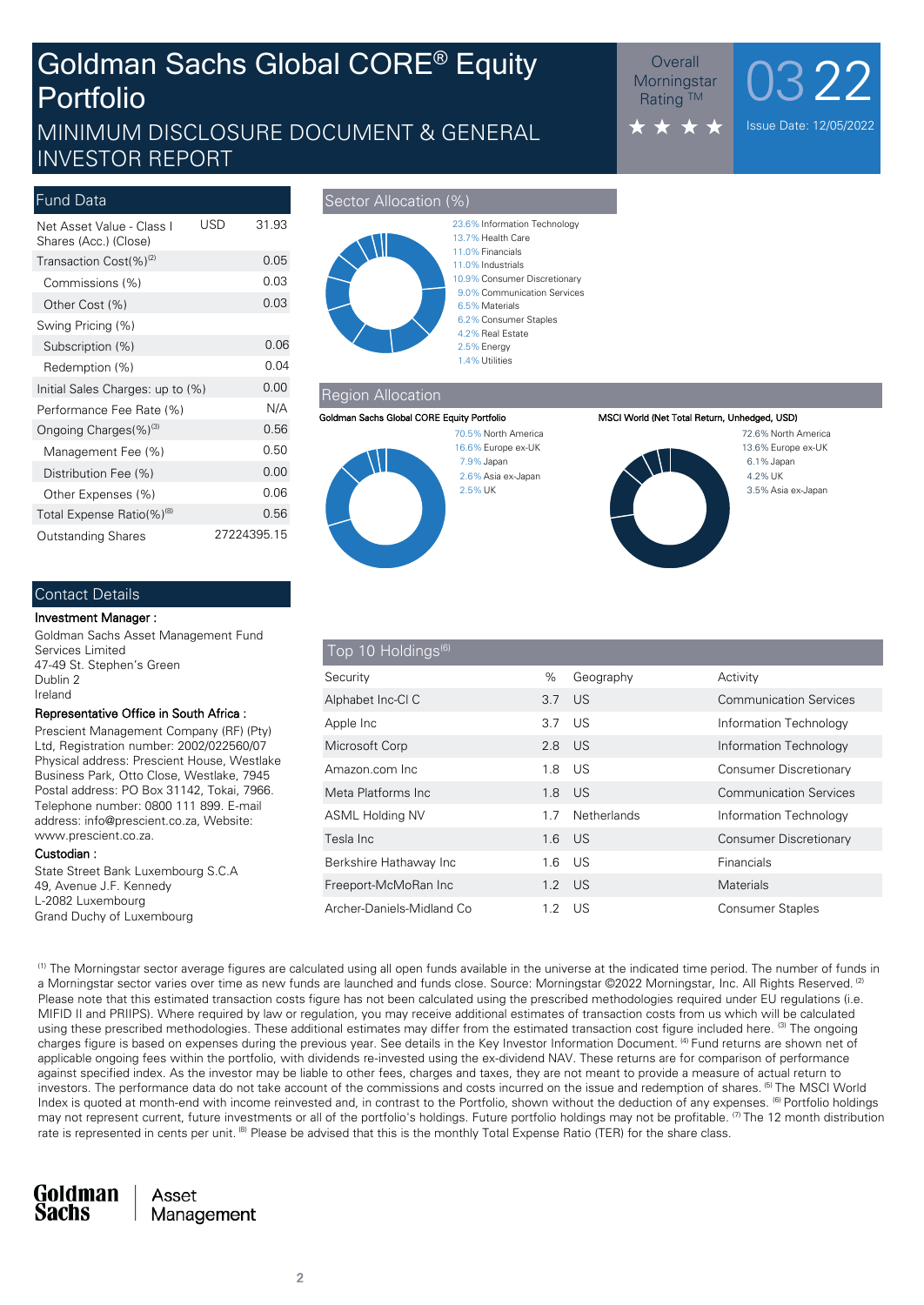# Goldman Sachs Global CORE® Equity Portfolio

## MINIMUM DISCLOSURE DOCUMENT & GENERAL INVESTOR REPORT

Overall Morningstar Rating ™ ★★★★

03 22

Issue Date: 12/05/2022

## Fund Data

| | | |
|---|---|---|
| Net Asset Value - Class I Shares (Acc.) (Close) | USD | 31.93 |
| Transaction Cost(%)[2] | | 0.05 |
| Commissions (%) | | 0.03 |
| Other Cost (%) | | 0.03 |
| Swing Pricing (%) | | |
| Subscription (%) | | 0.06 |
| Redemption (%) | | 0.04 |
| Initial Sales Charges: up to (%) | | 0.00 |
| Performance Fee Rate (%) | | N/A |
| Ongoing Charges(%)[3] | | 0.56 |
| Management Fee (%) | | 0.50 |
| Distribution Fee (%) | | 0.00 |
| Other Expenses (%) | | 0.06 |
| Total Expense Ratio(%)[8] | | 0.56 |
| Outstanding Shares | | 27224395.15 |

## Sector Allocation (%)

- 23.6% Information Technology
- 13.7% Health Care
- 11.0% Financials
- 11.0% Industrials
- 10.9% Consumer Discretionary
- 9.0% Communication Services
- 6.5% Materials
- 6.2% Consumer Staples
- 4.2% Real Estate
- 2.5% Energy
- 1.4% Utilities

## Region Allocation

**Goldman Sachs Global CORE Equity Portfolio**

- 70.5% North America
- 16.6% Europe ex-UK
- 7.9% Japan
- 2.6% Asia ex-Japan
- 2.5% UK

**MSCI World (Net Total Return, Unhedged, USD)**

- 72.6% North America
- 13.6% Europe ex-UK
- 6.1% Japan
- 4.2% UK
- 3.5% Asia ex-Japan

## Contact Details

**Investment Manager :**

Goldman Sachs Asset Management Fund Services Limited
47-49 St. Stephen's Green
Dublin 2
Ireland

**Representative Office in South Africa :**

Prescient Management Company (RF) (Pty) Ltd, Registration number: 2002/022560/07 Physical address: Prescient House, Westlake Business Park, Otto Close, Westlake, 7945 Postal address: PO Box 31142, Tokai, 7966. Telephone number: 0800 111 899. E-mail address: info@prescient.co.za, Website: www.prescient.co.za.

**Custodian :**

State Street Bank Luxembourg S.C.A
49, Avenue J.F. Kennedy
L-2082 Luxembourg
Grand Duchy of Luxembourg

## Top 10 Holdings[6]

| Security | % | Geography | Activity |
|---|---|---|---|
| Alphabet Inc-Cl C | 3.7 | US | Communication Services |
| Apple Inc | 3.7 | US | Information Technology |
| Microsoft Corp | 2.8 | US | Information Technology |
| Amazon.com Inc | 1.8 | US | Consumer Discretionary |
| Meta Platforms Inc | 1.8 | US | Communication Services |
| ASML Holding NV | 1.7 | Netherlands | Information Technology |
| Tesla Inc | 1.6 | US | Consumer Discretionary |
| Berkshire Hathaway Inc | 1.6 | US | Financials |
| Freeport-McMoRan Inc | 1.2 | US | Materials |
| Archer-Daniels-Midland Co | 1.2 | US | Consumer Staples |

[1] The Morningstar sector average figures are calculated using all open funds available in the universe at the indicated time period. The number of funds in a Morningstar sector varies over time as new funds are launched and funds close. Source: Morningstar ©2022 Morningstar, Inc. All Rights Reserved. [2] Please note that this estimated transaction costs figure has not been calculated using the prescribed methodologies required under EU regulations (i.e. MIFID II and PRIIPS). Where required by law or regulation, you may receive additional estimates of transaction costs from us which will be calculated using these prescribed methodologies. These additional estimates may differ from the estimated transaction cost figure included here. [3] The ongoing charges figure is based on expenses during the previous year. See details in the Key Investor Information Document. [4] Fund returns are shown net of applicable ongoing fees within the portfolio, with dividends re-invested using the ex-dividend NAV. These returns are for comparison of performance against specified index. As the investor may be liable to other fees, charges and taxes, they are not meant to provide a measure of actual return to investors. The performance data do not take account of the commissions and costs incurred on the issue and redemption of shares. [5] The MSCI World Index is quoted at month-end with income reinvested and, in contrast to the Portfolio, shown without the deduction of any expenses. [6] Portfolio holdings may not represent current, future investments or all of the portfolio's holdings. Future portfolio holdings may not be profitable. [7] The 12 month distribution rate is represented in cents per unit. [8] Please be advised that this is the monthly Total Expense Ratio (TER) for the share class.

Goldman Sachs | Asset Management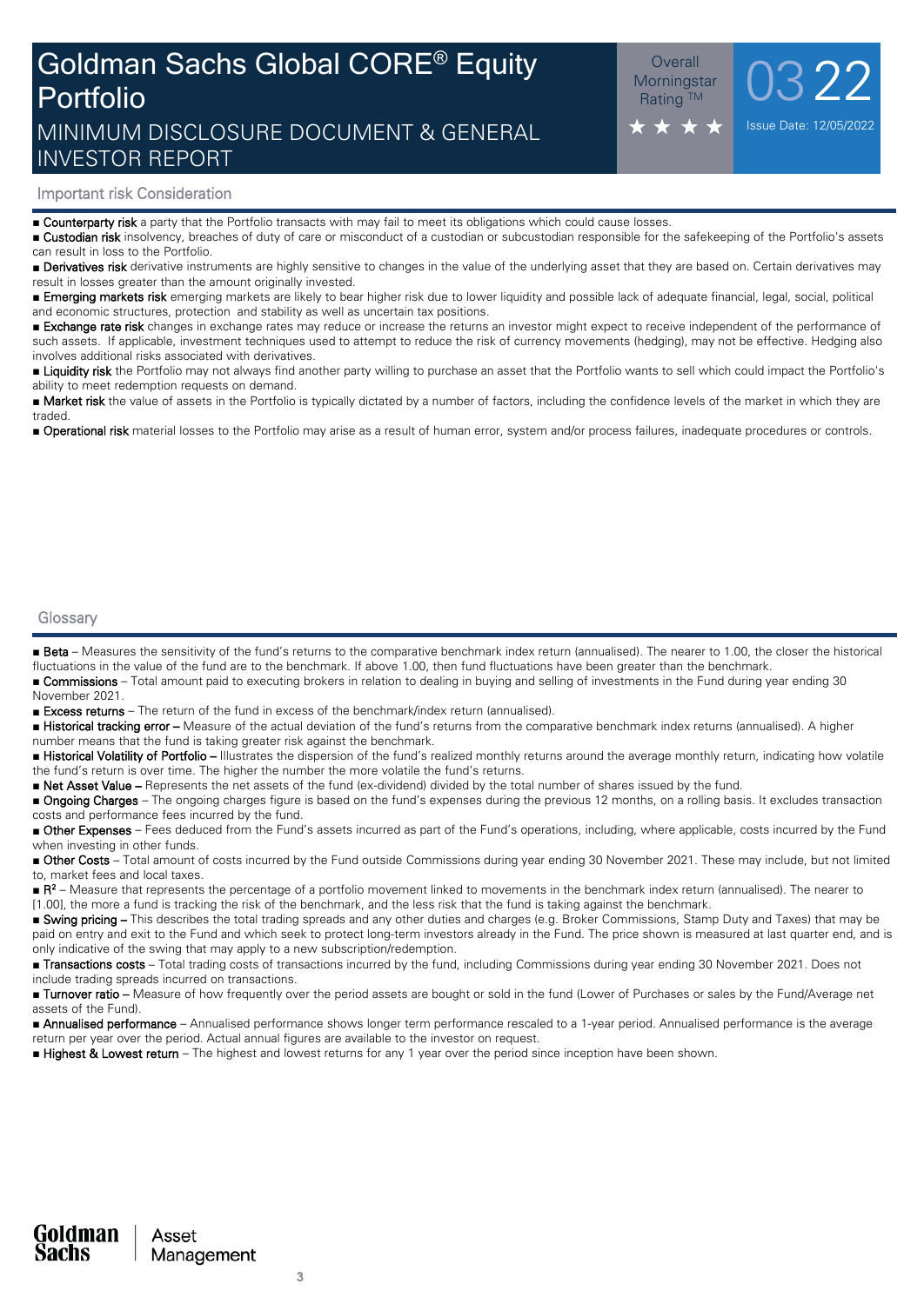# Goldman Sachs Global CORE® Equity Portfolio

## MINIMUM DISCLOSURE DOCUMENT & GENERAL INVESTOR REPORT

Overall Morningstar Rating ™ ★★★★

03 22

Issue Date: 12/05/2022

## Important risk Consideration

- **Counterparty risk** a party that the Portfolio transacts with may fail to meet its obligations which could cause losses.
- **Custodian risk** insolvency, breaches of duty of care or misconduct of a custodian or subcustodian responsible for the safekeeping of the Portfolio's assets can result in loss to the Portfolio.
- **Derivatives risk** derivative instruments are highly sensitive to changes in the value of the underlying asset that they are based on. Certain derivatives may result in losses greater than the amount originally invested.
- **Emerging markets risk** emerging markets are likely to bear higher risk due to lower liquidity and possible lack of adequate financial, legal, social, political and economic structures, protection and stability as well as uncertain tax positions.
- **Exchange rate risk** changes in exchange rates may reduce or increase the returns an investor might expect to receive independent of the performance of such assets. If applicable, investment techniques used to attempt to reduce the risk of currency movements (hedging), may not be effective. Hedging also involves additional risks associated with derivatives.
- **Liquidity risk** the Portfolio may not always find another party willing to purchase an asset that the Portfolio wants to sell which could impact the Portfolio's ability to meet redemption requests on demand.
- **Market risk** the value of assets in the Portfolio is typically dictated by a number of factors, including the confidence levels of the market in which they are traded.
- **Operational risk** material losses to the Portfolio may arise as a result of human error, system and/or process failures, inadequate procedures or controls.

## Glossary

- **Beta** – Measures the sensitivity of the fund's returns to the comparative benchmark index return (annualised). The nearer to 1.00, the closer the historical fluctuations in the value of the fund are to the benchmark. If above 1.00, then fund fluctuations have been greater than the benchmark.
- **Commissions** – Total amount paid to executing brokers in relation to dealing in buying and selling of investments in the Fund during year ending 30 November 2021.
- **Excess returns** – The return of the fund in excess of the benchmark/index return (annualised).
- **Historical tracking error** – Measure of the actual deviation of the fund's returns from the comparative benchmark index returns (annualised). A higher number means that the fund is taking greater risk against the benchmark.
- **Historical Volatility of Portfolio** – Illustrates the dispersion of the fund's realized monthly returns around the average monthly return, indicating how volatile the fund's return is over time. The higher the number the more volatile the fund's returns.
- **Net Asset Value** – Represents the net assets of the fund (ex-dividend) divided by the total number of shares issued by the fund.
- **Ongoing Charges** – The ongoing charges figure is based on the fund's expenses during the previous 12 months, on a rolling basis. It excludes transaction costs and performance fees incurred by the fund.
- **Other Expenses** – Fees deducted from the Fund's assets incurred as part of the Fund's operations, including, where applicable, costs incurred by the Fund when investing in other funds.
- **Other Costs** – Total amount of costs incurred by the Fund outside Commissions during year ending 30 November 2021. These may include, but not limited to, market fees and local taxes.
- **$R^2$** – Measure that represents the percentage of a portfolio movement linked to movements in the benchmark index return (annualised). The nearer to [1.00], the more a fund is tracking the risk of the benchmark, and the less risk that the fund is taking against the benchmark.
- **Swing pricing** – This describes the total trading spreads and any other duties and charges (e.g. Broker Commissions, Stamp Duty and Taxes) that may be paid on entry and exit to the Fund and which seek to protect long-term investors already in the Fund. The price shown is measured at last quarter end, and is only indicative of the swing that may apply to a new subscription/redemption.
- **Transactions costs** – Total trading costs of transactions incurred by the fund, including Commissions during year ending 30 November 2021. Does not include trading spreads incurred on transactions.
- **Turnover ratio** – Measure of how frequently over the period assets are bought or sold in the fund (Lower of Purchases or sales by the Fund/Average net assets of the Fund).
- **Annualised performance** – Annualised performance shows longer term performance rescaled to a 1-year period. Annualised performance is the average return per year over the period. Actual annual figures are available to the investor on request.
- **Highest & Lowest return** – The highest and lowest returns for any 1 year over the period since inception have been shown.

Goldman Sachs | Asset Management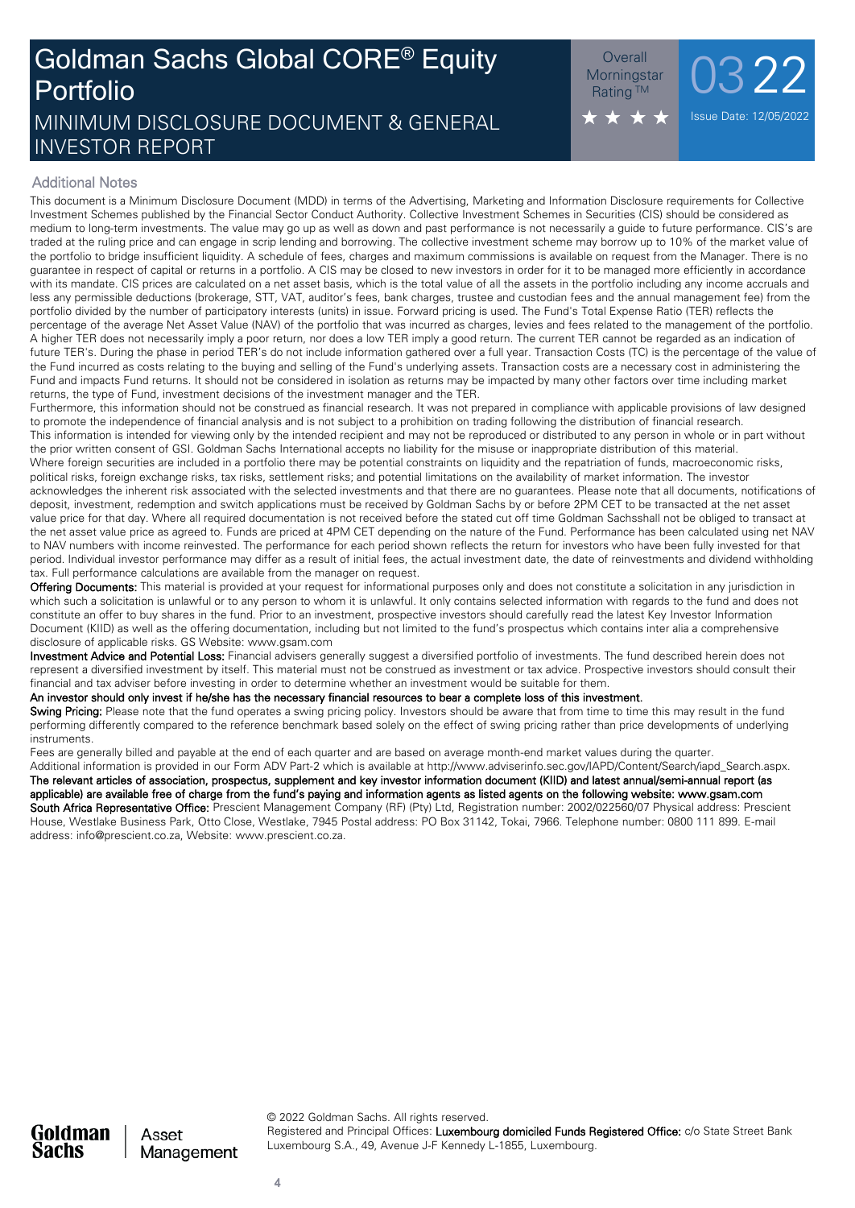# Goldman Sachs Global CORE® Equity Portfolio

## MINIMUM DISCLOSURE DOCUMENT & GENERAL INVESTOR REPORT

Overall Morningstar Rating ™

★★★★

03 22

Issue Date: 12/05/2022

### Additional Notes

This document is a Minimum Disclosure Document (MDD) in terms of the Advertising, Marketing and Information Disclosure requirements for Collective Investment Schemes published by the Financial Sector Conduct Authority. Collective Investment Schemes in Securities (CIS) should be considered as medium to long-term investments. The value may go up as well as down and past performance is not necessarily a guide to future performance. CIS's are traded at the ruling price and can engage in scrip lending and borrowing. The collective investment scheme may borrow up to 10% of the market value of the portfolio to bridge insufficient liquidity. A schedule of fees, charges and maximum commissions is available on request from the Manager. There is no guarantee in respect of capital or returns in a portfolio. A CIS may be closed to new investors in order for it to be managed more efficiently in accordance with its mandate. CIS prices are calculated on a net asset basis, which is the total value of all the assets in the portfolio including any income accruals and less any permissible deductions (brokerage, STT, VAT, auditor's fees, bank charges, trustee and custodian fees and the annual management fee) from the portfolio divided by the number of participatory interests (units) in issue. Forward pricing is used. The Fund's Total Expense Ratio (TER) reflects the percentage of the average Net Asset Value (NAV) of the portfolio that was incurred as charges, levies and fees related to the management of the portfolio. A higher TER does not necessarily imply a poor return, nor does a low TER imply a good return. The current TER cannot be regarded as an indication of future TER's. During the phase in period TER's do not include information gathered over a full year. Transaction Costs (TC) is the percentage of the value of the Fund incurred as costs relating to the buying and selling of the Fund's underlying assets. Transaction costs are a necessary cost in administering the Fund and impacts Fund returns. It should not be considered in isolation as returns may be impacted by many other factors over time including market returns, the type of Fund, investment decisions of the investment manager and the TER.

Furthermore, this information should not be construed as financial research. It was not prepared in compliance with applicable provisions of law designed to promote the independence of financial analysis and is not subject to a prohibition on trading following the distribution of financial research.

This information is intended for viewing only by the intended recipient and may not be reproduced or distributed to any person in whole or in part without the prior written consent of GSI. Goldman Sachs International accepts no liability for the misuse or inappropriate distribution of this material.

Where foreign securities are included in a portfolio there may be potential constraints on liquidity and the repatriation of funds, macroeconomic risks, political risks, foreign exchange risks, tax risks, settlement risks; and potential limitations on the availability of market information. The investor acknowledges the inherent risk associated with the selected investments and that there are no guarantees. Please note that all documents, notifications of deposit, investment, redemption and switch applications must be received by Goldman Sachs by or before 2PM CET to be transacted at the net asset value price for that day. Where all required documentation is not received before the stated cut off time Goldman Sachsshall not be obliged to transact at the net asset value price as agreed to. Funds are priced at 4PM CET depending on the nature of the Fund. Performance has been calculated using net NAV to NAV numbers with income reinvested. The performance for each period shown reflects the return for investors who have been fully invested for that period. Individual investor performance may differ as a result of initial fees, the actual investment date, the date of reinvestments and dividend withholding tax. Full performance calculations are available from the manager on request.

**Offering Documents:** This material is provided at your request for informational purposes only and does not constitute a solicitation in any jurisdiction in which such a solicitation is unlawful or to any person to whom it is unlawful. It only contains selected information with regards to the fund and does not constitute an offer to buy shares in the fund. Prior to an investment, prospective investors should carefully read the latest Key Investor Information Document (KIID) as well as the offering documentation, including but not limited to the fund's prospectus which contains inter alia a comprehensive disclosure of applicable risks. GS Website: www.gsam.com

**Investment Advice and Potential Loss:** Financial advisers generally suggest a diversified portfolio of investments. The fund described herein does not represent a diversified investment by itself. This material must not be construed as investment or tax advice. Prospective investors should consult their financial and tax adviser before investing in order to determine whether an investment would be suitable for them.

**An investor should only invest if he/she has the necessary financial resources to bear a complete loss of this investment.**

**Swing Pricing:** Please note that the fund operates a swing pricing policy. Investors should be aware that from time to time this may result in the fund performing differently compared to the reference benchmark based solely on the effect of swing pricing rather than price developments of underlying instruments.

Fees are generally billed and payable at the end of each quarter and are based on average month-end market values during the quarter.

Additional information is provided in our Form ADV Part-2 which is available at http://www.adviserinfo.sec.gov/IAPD/Content/Search/iapd_Search.aspx.

**The relevant articles of association, prospectus, supplement and key investor information document (KIID) and latest annual/semi-annual report (as applicable) are available free of charge from the fund's paying and information agents as listed agents on the following website: www.gsam.com**

**South Africa Representative Office:** Prescient Management Company (RF) (Pty) Ltd, Registration number: 2002/022560/07 Physical address: Prescient House, Westlake Business Park, Otto Close, Westlake, 7945 Postal address: PO Box 31142, Tokai, 7966. Telephone number: 0800 111 899. E-mail address: info@prescient.co.za, Website: www.prescient.co.za.

Goldman Sachs | Asset Management

© 2022 Goldman Sachs. All rights reserved.

Registered and Principal Offices: **Luxembourg domiciled Funds Registered Office:** c/o State Street Bank Luxembourg S.A., 49, Avenue J-F Kennedy L-1855, Luxembourg.